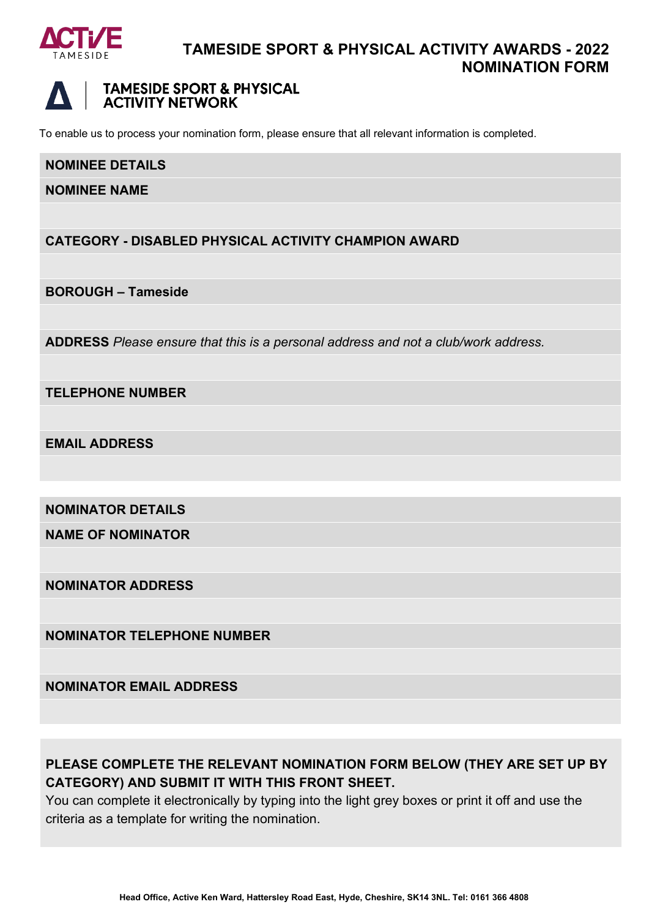ACTIVE TAMESIDE

# TAMESIDE SPORT & PHYSICAL ACTIVITY AWARDS - 2022 NOMINATION FORM

TAMESIDE SPORT & PHYSICAL ACTIVITY NETWORK

To enable us to process your nomination form, please ensure that all relevant information is completed.

| **NOMINEE DETAILS** |
|---|
| **NOMINEE NAME** |
| |
| **CATEGORY - DISABLED PHYSICAL ACTIVITY CHAMPION AWARD** |
| |
| **BOROUGH – Tameside** |
| |
| **ADDRESS** *Please ensure that this is a personal address and not a club/work address.* |
| |
| **TELEPHONE NUMBER** |
| |
| **EMAIL ADDRESS** |
| |

| **NOMINATOR DETAILS** |
|---|
| **NAME OF NOMINATOR** |
| |
| **NOMINATOR ADDRESS** |
| |
| **NOMINATOR TELEPHONE NUMBER** |
| |
| **NOMINATOR EMAIL ADDRESS** |
| |

**PLEASE COMPLETE THE RELEVANT NOMINATION FORM BELOW (THEY ARE SET UP BY CATEGORY) AND SUBMIT IT WITH THIS FRONT SHEET.**
You can complete it electronically by typing into the light grey boxes or print it off and use the criteria as a template for writing the nomination.

**Head Office, Active Ken Ward, Hattersley Road East, Hyde, Cheshire, SK14 3NL. Tel: 0161 366 4808**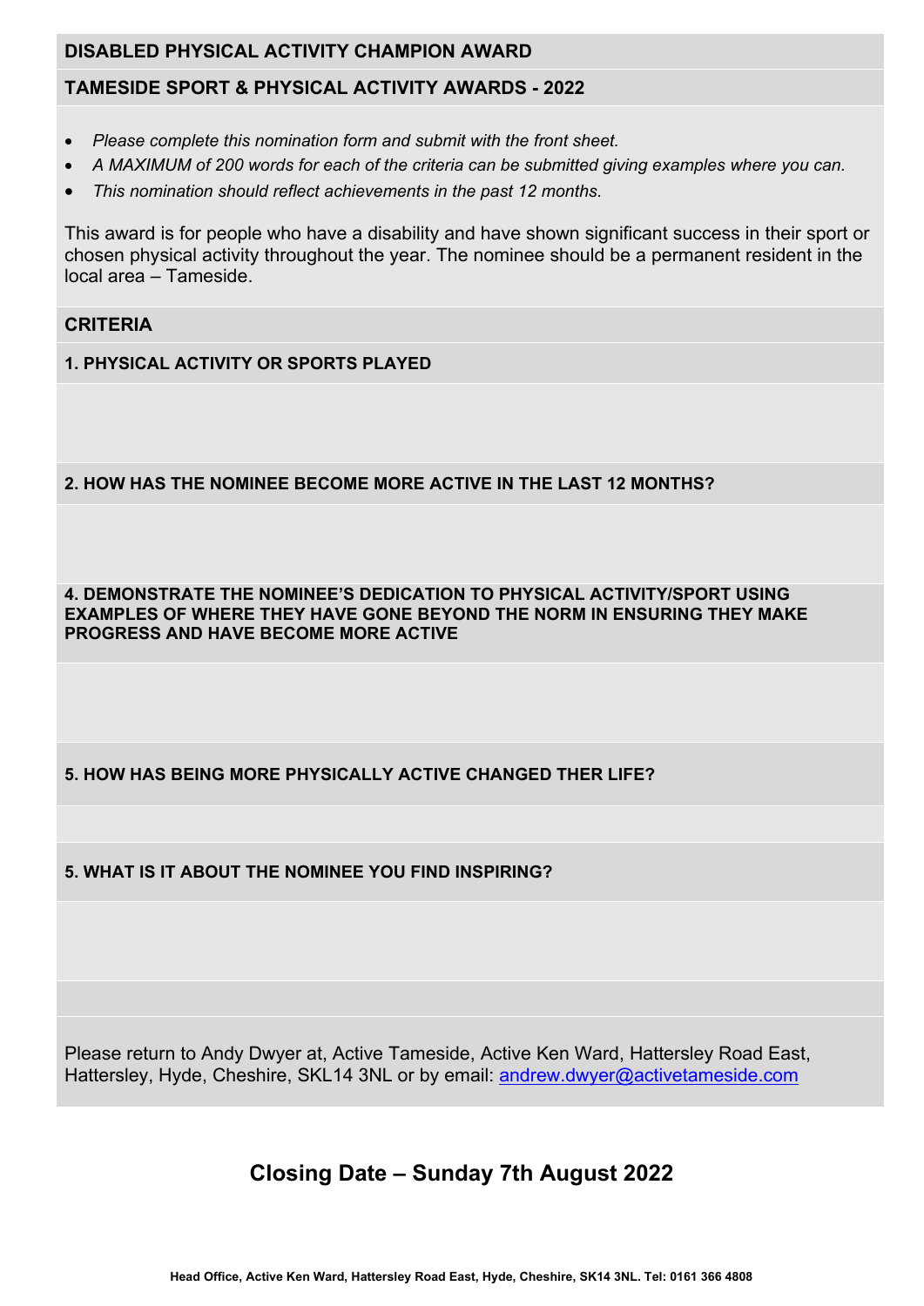**DISABLED PHYSICAL ACTIVITY CHAMPION AWARD**

**TAMESIDE SPORT & PHYSICAL ACTIVITY AWARDS - 2022**

- *Please complete this nomination form and submit with the front sheet.*
- *A MAXIMUM of 200 words for each of the criteria can be submitted giving examples where you can.*
- *This nomination should reflect achievements in the past 12 months.*

This award is for people who have a disability and have shown significant success in their sport or chosen physical activity throughout the year. The nominee should be a permanent resident in the local area – Tameside.

**CRITERIA**

**1. PHYSICAL ACTIVITY OR SPORTS PLAYED**

**2. HOW HAS THE NOMINEE BECOME MORE ACTIVE IN THE LAST 12 MONTHS?**

**4. DEMONSTRATE THE NOMINEE'S DEDICATION TO PHYSICAL ACTIVITY/SPORT USING EXAMPLES OF WHERE THEY HAVE GONE BEYOND THE NORM IN ENSURING THEY MAKE PROGRESS AND HAVE BECOME MORE ACTIVE**

**5. HOW HAS BEING MORE PHYSICALLY ACTIVE CHANGED THER LIFE?**

**5. WHAT IS IT ABOUT THE NOMINEE YOU FIND INSPIRING?**

Please return to Andy Dwyer at, Active Tameside, Active Ken Ward, Hattersley Road East, Hattersley, Hyde, Cheshire, SKL14 3NL or by email: andrew.dwyer@activetameside.com

## Closing Date – Sunday 7th August 2022

**Head Office, Active Ken Ward, Hattersley Road East, Hyde, Cheshire, SK14 3NL. Tel: 0161 366 4808**